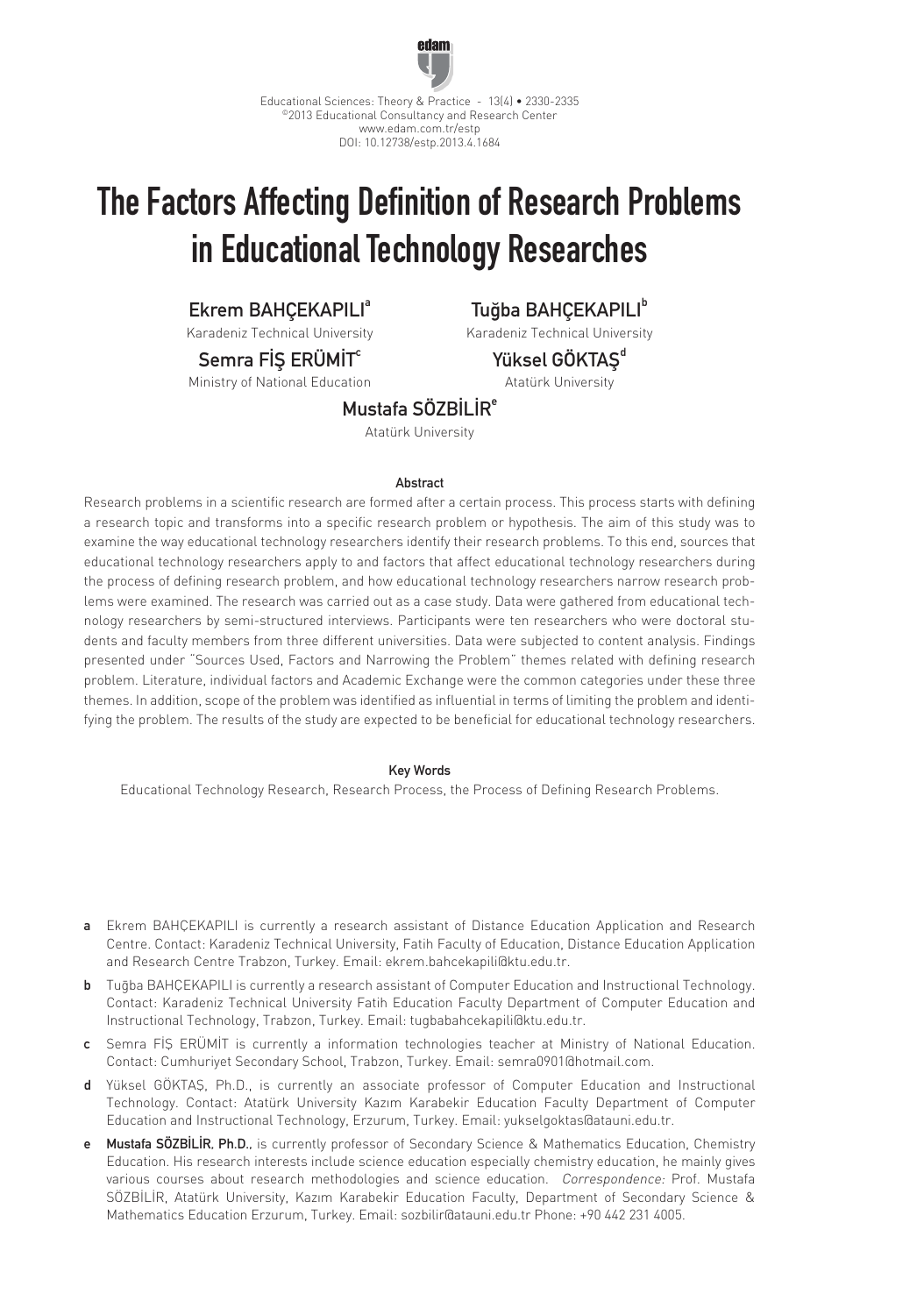# The Factors Affecting Definition of Research Problems in Educational Technology Researches

**Ekrem BAHÇEKAPILI**[a]
Karadeniz Technical University

**Tuğba BAHÇEKAPILI**[b]
Karadeniz Technical University

**Semra FİŞ ERÜMİT**[c]
Ministry of National Education

**Yüksel GÖKTAŞ**[d]
Atatürk University

**Mustafa SÖZBİLİR**[e]
Atatürk University

### Abstract

Research problems in a scientific research are formed after a certain process. This process starts with defining a research topic and transforms into a specific research problem or hypothesis. The aim of this study was to examine the way educational technology researchers identify their research problems. To this end, sources that educational technology researchers apply to and factors that affect educational technology researchers during the process of defining research problem, and how educational technology researchers narrow research problems were examined. The research was carried out as a case study. Data were gathered from educational technology researchers by semi-structured interviews. Participants were ten researchers who were doctoral students and faculty members from three different universities. Data were subjected to content analysis. Findings presented under "Sources Used, Factors and Narrowing the Problem" themes related with defining research problem. Literature, individual factors and Academic Exchange were the common categories under these three themes. In addition, scope of the problem was identified as influential in terms of limiting the problem and identifying the problem. The results of the study are expected to be beneficial for educational technology researchers.

### Key Words

Educational Technology Research, Research Process, the Process of Defining Research Problems.

---

**a** Ekrem BAHÇEKAPILI is currently a research assistant of Distance Education Application and Research Centre. Contact: Karadeniz Technical University, Fatih Faculty of Education, Distance Education Application and Research Centre Trabzon, Turkey. Email: ekrem.bahcekapili@ktu.edu.tr.

**b** Tuğba BAHÇEKAPILI is currently a research assistant of Computer Education and Instructional Technology. Contact: Karadeniz Technical University Fatih Education Faculty Department of Computer Education and Instructional Technology, Trabzon, Turkey. Email: tugbabahcekapili@ktu.edu.tr.

**c** Semra FİŞ ERÜMİT is currently a information technologies teacher at Ministry of National Education. Contact: Cumhuriyet Secondary School, Trabzon, Turkey. Email: semra0901@hotmail.com.

**d** Yüksel GÖKTAŞ, Ph.D., is currently an associate professor of Computer Education and Instructional Technology. Contact: Atatürk University Kazım Karabekir Education Faculty Department of Computer Education and Instructional Technology, Erzurum, Turkey. Email: yukselgoktas@atauni.edu.tr.

**e** **Mustafa SÖZBİLİR, Ph.D.,** is currently professor of Secondary Science & Mathematics Education, Chemistry Education. His research interests include science education especially chemistry education, he mainly gives various courses about research methodologies and science education. *Correspondence:* Prof. Mustafa SÖZBİLİR, Atatürk University, Kazım Karabekir Education Faculty, Department of Secondary Science & Mathematics Education Erzurum, Turkey. Email: sozbilir@atauni.edu.tr Phone: +90 442 231 4005.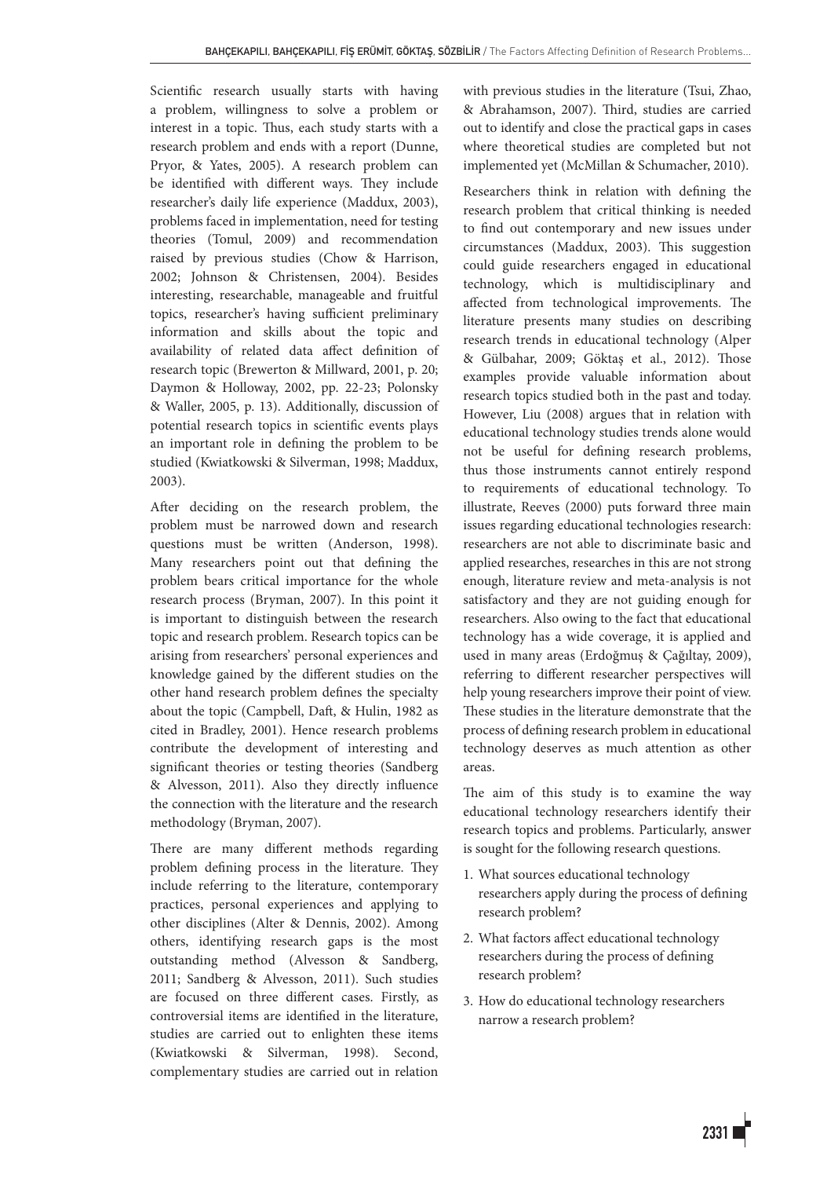Scientific research usually starts with having a problem, willingness to solve a problem or interest in a topic. Thus, each study starts with a research problem and ends with a report (Dunne, Pryor, & Yates, 2005). A research problem can be identified with different ways. They include researcher's daily life experience (Maddux, 2003), problems faced in implementation, need for testing theories (Tomul, 2009) and recommendation raised by previous studies (Chow & Harrison, 2002; Johnson & Christensen, 2004). Besides interesting, researchable, manageable and fruitful topics, researcher's having sufficient preliminary information and skills about the topic and availability of related data affect definition of research topic (Brewerton & Millward, 2001, p. 20; Daymon & Holloway, 2002, pp. 22-23; Polonsky & Waller, 2005, p. 13). Additionally, discussion of potential research topics in scientific events plays an important role in defining the problem to be studied (Kwiatkowski & Silverman, 1998; Maddux, 2003).

After deciding on the research problem, the problem must be narrowed down and research questions must be written (Anderson, 1998). Many researchers point out that defining the problem bears critical importance for the whole research process (Bryman, 2007). In this point it is important to distinguish between the research topic and research problem. Research topics can be arising from researchers' personal experiences and knowledge gained by the different studies on the other hand research problem defines the specialty about the topic (Campbell, Daft, & Hulin, 1982 as cited in Bradley, 2001). Hence research problems contribute the development of interesting and significant theories or testing theories (Sandberg & Alvesson, 2011). Also they directly influence the connection with the literature and the research methodology (Bryman, 2007).

There are many different methods regarding problem defining process in the literature. They include referring to the literature, contemporary practices, personal experiences and applying to other disciplines (Alter & Dennis, 2002). Among others, identifying research gaps is the most outstanding method (Alvesson & Sandberg, 2011; Sandberg & Alvesson, 2011). Such studies are focused on three different cases. Firstly, as controversial items are identified in the literature, studies are carried out to enlighten these items (Kwiatkowski & Silverman, 1998). Second, complementary studies are carried out in relation with previous studies in the literature (Tsui, Zhao, & Abrahamson, 2007). Third, studies are carried out to identify and close the practical gaps in cases where theoretical studies are completed but not implemented yet (McMillan & Schumacher, 2010).

Researchers think in relation with defining the research problem that critical thinking is needed to find out contemporary and new issues under circumstances (Maddux, 2003). This suggestion could guide researchers engaged in educational technology, which is multidisciplinary and affected from technological improvements. The literature presents many studies on describing research trends in educational technology (Alper & Gülbahar, 2009; Göktaş et al., 2012). Those examples provide valuable information about research topics studied both in the past and today. However, Liu (2008) argues that in relation with educational technology studies trends alone would not be useful for defining research problems, thus those instruments cannot entirely respond to requirements of educational technology. To illustrate, Reeves (2000) puts forward three main issues regarding educational technologies research: researchers are not able to discriminate basic and applied researches, researches in this are not strong enough, literature review and meta-analysis is not satisfactory and they are not guiding enough for researchers. Also owing to the fact that educational technology has a wide coverage, it is applied and used in many areas (Erdoğmuş & Çağıltay, 2009), referring to different researcher perspectives will help young researchers improve their point of view. These studies in the literature demonstrate that the process of defining research problem in educational technology deserves as much attention as other areas.

The aim of this study is to examine the way educational technology researchers identify their research topics and problems. Particularly, answer is sought for the following research questions.

1. What sources educational technology researchers apply during the process of defining research problem?
2. What factors affect educational technology researchers during the process of defining research problem?
3. How do educational technology researchers narrow a research problem?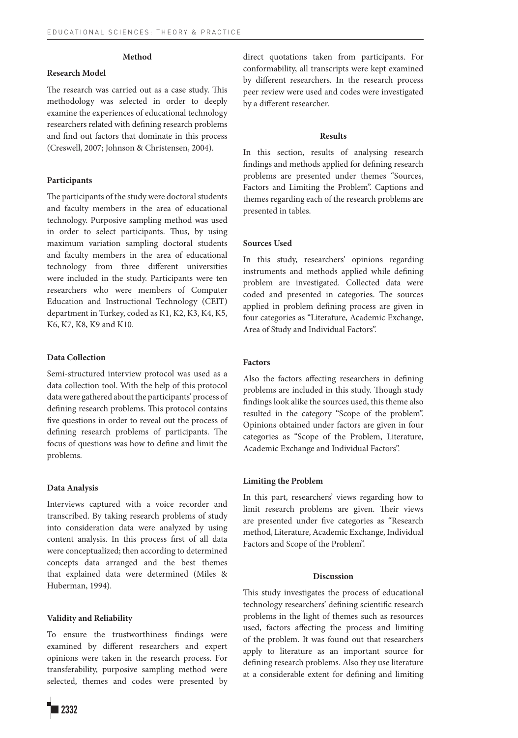## Method

### Research Model

The research was carried out as a case study. This methodology was selected in order to deeply examine the experiences of educational technology researchers related with defining research problems and find out factors that dominate in this process (Creswell, 2007; Johnson & Christensen, 2004).

### Participants

The participants of the study were doctoral students and faculty members in the area of educational technology. Purposive sampling method was used in order to select participants. Thus, by using maximum variation sampling doctoral students and faculty members in the area of educational technology from three different universities were included in the study. Participants were ten researchers who were members of Computer Education and Instructional Technology (CEIT) department in Turkey, coded as K1, K2, K3, K4, K5, K6, K7, K8, K9 and K10.

### Data Collection

Semi-structured interview protocol was used as a data collection tool. With the help of this protocol data were gathered about the participants' process of defining research problems. This protocol contains five questions in order to reveal out the process of defining research problems of participants. The focus of questions was how to define and limit the problems.

### Data Analysis

Interviews captured with a voice recorder and transcribed. By taking research problems of study into consideration data were analyzed by using content analysis. In this process first of all data were conceptualized; then according to determined concepts data arranged and the best themes that explained data were determined (Miles & Huberman, 1994).

### Validity and Reliability

To ensure the trustworthiness findings were examined by different researchers and expert opinions were taken in the research process. For transferability, purposive sampling method were selected, themes and codes were presented by direct quotations taken from participants. For conformability, all transcripts were kept examined by different researchers. In the research process peer review were used and codes were investigated by a different researcher.

## Results

In this section, results of analysing research findings and methods applied for defining research problems are presented under themes "Sources, Factors and Limiting the Problem". Captions and themes regarding each of the research problems are presented in tables.

### Sources Used

In this study, researchers' opinions regarding instruments and methods applied while defining problem are investigated. Collected data were coded and presented in categories. The sources applied in problem defining process are given in four categories as "Literature, Academic Exchange, Area of Study and Individual Factors".

### Factors

Also the factors affecting researchers in defining problems are included in this study. Though study findings look alike the sources used, this theme also resulted in the category "Scope of the problem". Opinions obtained under factors are given in four categories as "Scope of the Problem, Literature, Academic Exchange and Individual Factors".

### Limiting the Problem

In this part, researchers' views regarding how to limit research problems are given. Their views are presented under five categories as "Research method, Literature, Academic Exchange, Individual Factors and Scope of the Problem".

## Discussion

This study investigates the process of educational technology researchers' defining scientific research problems in the light of themes such as resources used, factors affecting the process and limiting of the problem. It was found out that researchers apply to literature as an important source for defining research problems. Also they use literature at a considerable extent for defining and limiting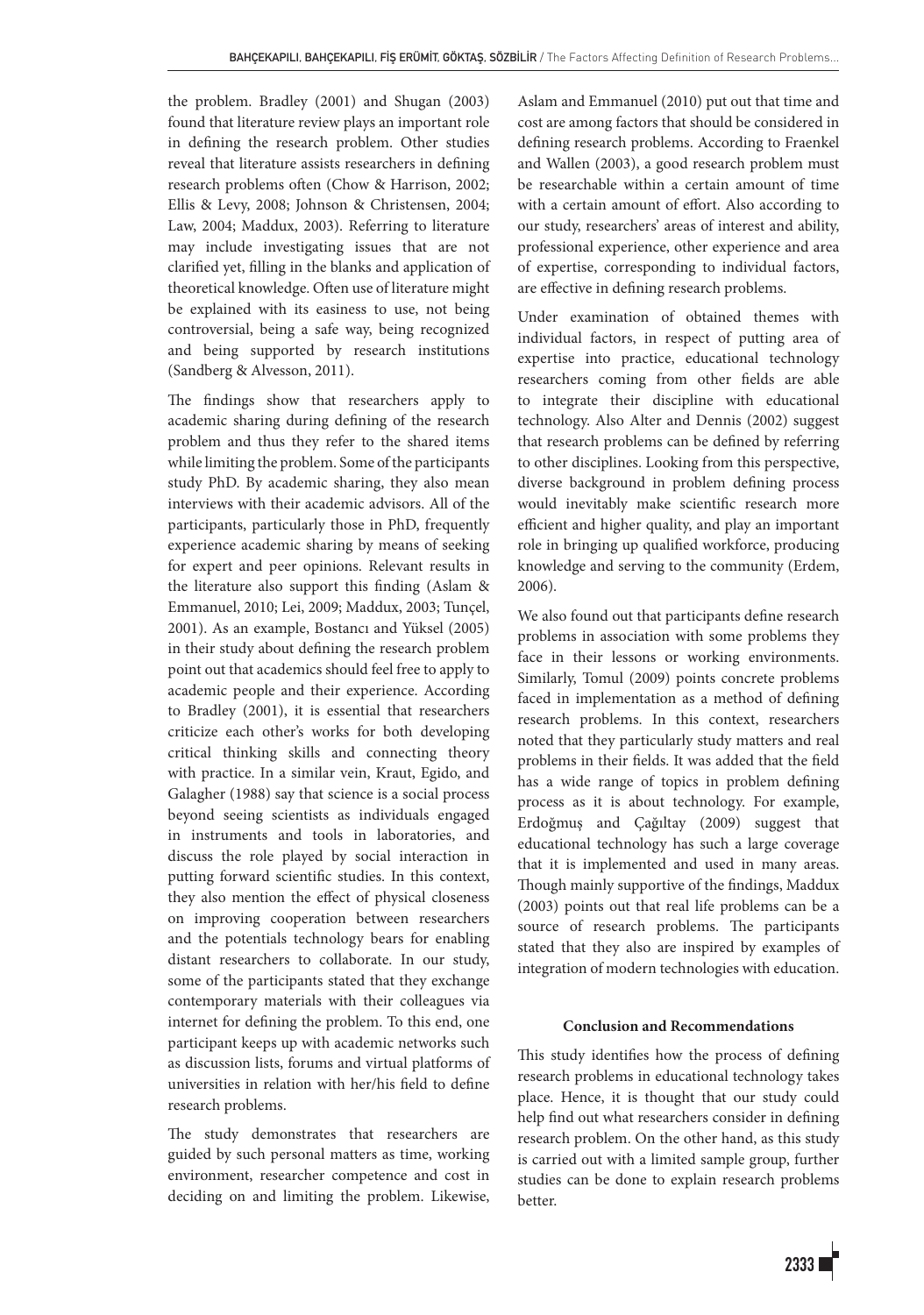the problem. Bradley (2001) and Shugan (2003) found that literature review plays an important role in defining the research problem. Other studies reveal that literature assists researchers in defining research problems often (Chow & Harrison, 2002; Ellis & Levy, 2008; Johnson & Christensen, 2004; Law, 2004; Maddux, 2003). Referring to literature may include investigating issues that are not clarified yet, filling in the blanks and application of theoretical knowledge. Often use of literature might be explained with its easiness to use, not being controversial, being a safe way, being recognized and being supported by research institutions (Sandberg & Alvesson, 2011).

The findings show that researchers apply to academic sharing during defining of the research problem and thus they refer to the shared items while limiting the problem. Some of the participants study PhD. By academic sharing, they also mean interviews with their academic advisors. All of the participants, particularly those in PhD, frequently experience academic sharing by means of seeking for expert and peer opinions. Relevant results in the literature also support this finding (Aslam & Emmanuel, 2010; Lei, 2009; Maddux, 2003; Tunçel, 2001). As an example, Bostancı and Yüksel (2005) in their study about defining the research problem point out that academics should feel free to apply to academic people and their experience. According to Bradley (2001), it is essential that researchers criticize each other's works for both developing critical thinking skills and connecting theory with practice. In a similar vein, Kraut, Egido, and Galagher (1988) say that science is a social process beyond seeing scientists as individuals engaged in instruments and tools in laboratories, and discuss the role played by social interaction in putting forward scientific studies. In this context, they also mention the effect of physical closeness on improving cooperation between researchers and the potentials technology bears for enabling distant researchers to collaborate. In our study, some of the participants stated that they exchange contemporary materials with their colleagues via internet for defining the problem. To this end, one participant keeps up with academic networks such as discussion lists, forums and virtual platforms of universities in relation with her/his field to define research problems.

The study demonstrates that researchers are guided by such personal matters as time, working environment, researcher competence and cost in deciding on and limiting the problem. Likewise, Aslam and Emmanuel (2010) put out that time and cost are among factors that should be considered in defining research problems. According to Fraenkel and Wallen (2003), a good research problem must be researchable within a certain amount of time with a certain amount of effort. Also according to our study, researchers' areas of interest and ability, professional experience, other experience and area of expertise, corresponding to individual factors, are effective in defining research problems.

Under examination of obtained themes with individual factors, in respect of putting area of expertise into practice, educational technology researchers coming from other fields are able to integrate their discipline with educational technology. Also Alter and Dennis (2002) suggest that research problems can be defined by referring to other disciplines. Looking from this perspective, diverse background in problem defining process would inevitably make scientific research more efficient and higher quality, and play an important role in bringing up qualified workforce, producing knowledge and serving to the community (Erdem, 2006).

We also found out that participants define research problems in association with some problems they face in their lessons or working environments. Similarly, Tomul (2009) points concrete problems faced in implementation as a method of defining research problems. In this context, researchers noted that they particularly study matters and real problems in their fields. It was added that the field has a wide range of topics in problem defining process as it is about technology. For example, Erdoğmuş and Çağıltay (2009) suggest that educational technology has such a large coverage that it is implemented and used in many areas. Though mainly supportive of the findings, Maddux (2003) points out that real life problems can be a source of research problems. The participants stated that they also are inspired by examples of integration of modern technologies with education.

## Conclusion and Recommendations

This study identifies how the process of defining research problems in educational technology takes place. Hence, it is thought that our study could help find out what researchers consider in defining research problem. On the other hand, as this study is carried out with a limited sample group, further studies can be done to explain research problems better.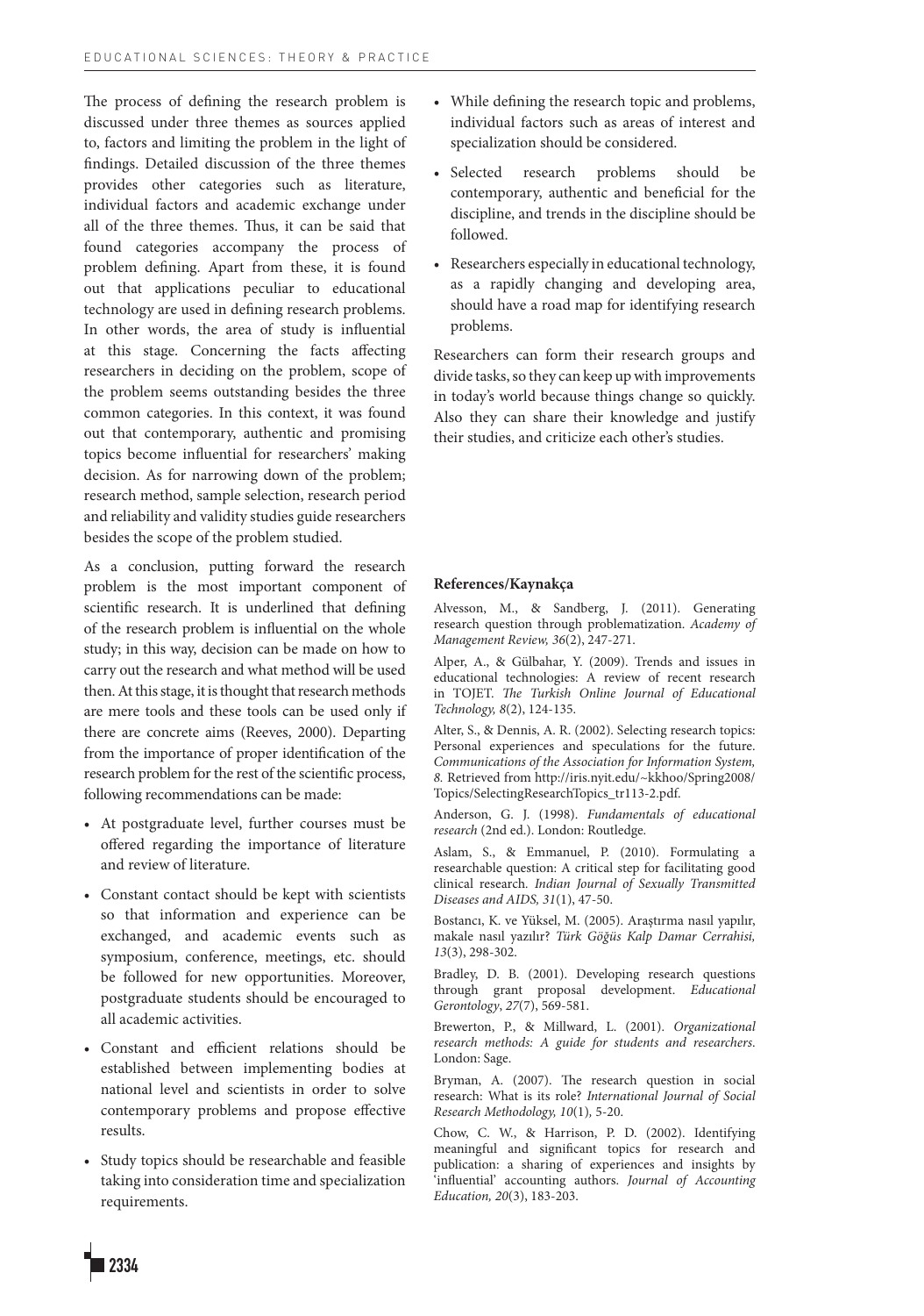The process of defining the research problem is discussed under three themes as sources applied to, factors and limiting the problem in the light of findings. Detailed discussion of the three themes provides other categories such as literature, individual factors and academic exchange under all of the three themes. Thus, it can be said that found categories accompany the process of problem defining. Apart from these, it is found out that applications peculiar to educational technology are used in defining research problems. In other words, the area of study is influential at this stage. Concerning the facts affecting researchers in deciding on the problem, scope of the problem seems outstanding besides the three common categories. In this context, it was found out that contemporary, authentic and promising topics become influential for researchers' making decision. As for narrowing down of the problem; research method, sample selection, research period and reliability and validity studies guide researchers besides the scope of the problem studied.

As a conclusion, putting forward the research problem is the most important component of scientific research. It is underlined that defining of the research problem is influential on the whole study; in this way, decision can be made on how to carry out the research and what method will be used then. At this stage, it is thought that research methods are mere tools and these tools can be used only if there are concrete aims (Reeves, 2000). Departing from the importance of proper identification of the research problem for the rest of the scientific process, following recommendations can be made:

- At postgraduate level, further courses must be offered regarding the importance of literature and review of literature.
- Constant contact should be kept with scientists so that information and experience can be exchanged, and academic events such as symposium, conference, meetings, etc. should be followed for new opportunities. Moreover, postgraduate students should be encouraged to all academic activities.
- Constant and efficient relations should be established between implementing bodies at national level and scientists in order to solve contemporary problems and propose effective results.
- Study topics should be researchable and feasible taking into consideration time and specialization requirements.
- While defining the research topic and problems, individual factors such as areas of interest and specialization should be considered.
- Selected research problems should be contemporary, authentic and beneficial for the discipline, and trends in the discipline should be followed.
- Researchers especially in educational technology, as a rapidly changing and developing area, should have a road map for identifying research problems.

Researchers can form their research groups and divide tasks, so they can keep up with improvements in today's world because things change so quickly. Also they can share their knowledge and justify their studies, and criticize each other's studies.

**References/Kaynakça**

Alvesson, M., & Sandberg, J. (2011). Generating research question through problematization. *Academy of Management Review, 36*(2), 247-271.

Alper, A., & Gülbahar, Y. (2009). Trends and issues in educational technologies: A review of recent research in TOJET. *The Turkish Online Journal of Educational Technology, 8*(2), 124-135.

Alter, S., & Dennis, A. R. (2002). Selecting research topics: Personal experiences and speculations for the future. *Communications of the Association for Information System, 8.* Retrieved from http://iris.nyit.edu/~kkhoo/Spring2008/Topics/SelectingResearchTopics_tr113-2.pdf.

Anderson, G. J. (1998). *Fundamentals of educational research* (2nd ed.). London: Routledge.

Aslam, S., & Emmanuel, P. (2010). Formulating a researchable question: A critical step for facilitating good clinical research. *Indian Journal of Sexually Transmitted Diseases and AIDS, 31*(1), 47-50.

Bostancı, K. ve Yüksel, M. (2005). Araştırma nasıl yapılır, makale nasıl yazılır? *Türk Göğüs Kalp Damar Cerrahisi, 13*(3), 298-302.

Bradley, D. B. (2001). Developing research questions through grant proposal development. *Educational Gerontology*, *27*(7), 569-581.

Brewerton, P., & Millward, L. (2001). *Organizational research methods: A guide for students and researchers*. London: Sage.

Bryman, A. (2007). The research question in social research: What is its role? *International Journal of Social Research Methodology, 10*(1), 5-20.

Chow, C. W., & Harrison, P. D. (2002). Identifying meaningful and significant topics for research and publication: a sharing of experiences and insights by 'influential' accounting authors. *Journal of Accounting Education, 20*(3), 183-203.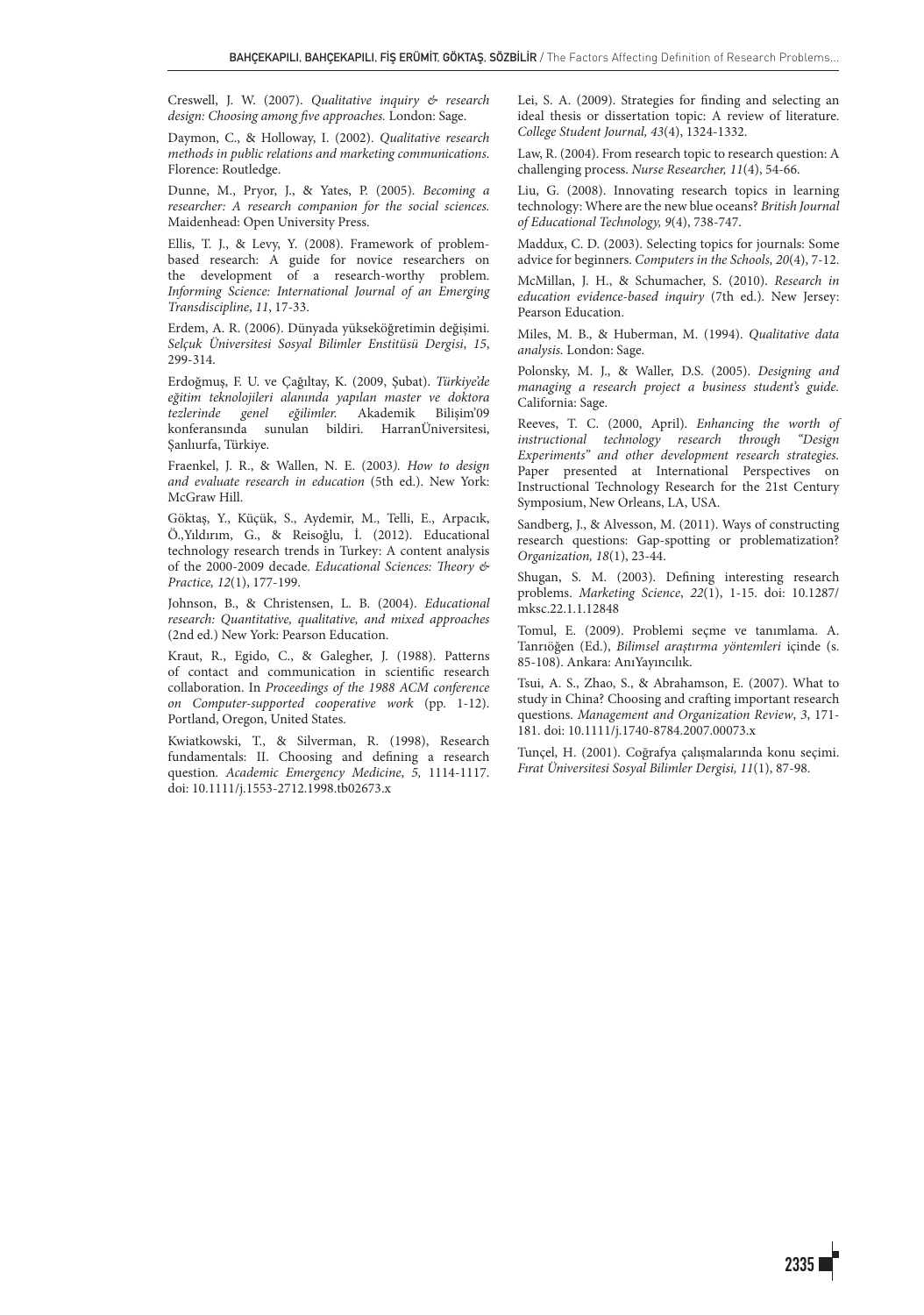Creswell, J. W. (2007). *Qualitative inquiry & research design: Choosing among five approaches.* London: Sage.

Daymon, C., & Holloway, I. (2002). *Qualitative research methods in public relations and marketing communications*. Florence: Routledge.

Dunne, M., Pryor, J., & Yates, P. (2005). *Becoming a researcher: A research companion for the social sciences.* Maidenhead: Open University Press.

Ellis, T. J., & Levy, Y. (2008). Framework of problem-based research: A guide for novice researchers on the development of a research-worthy problem. *Informing Science: International Journal of an Emerging Transdiscipline*, *11*, 17-33.

Erdem, A. R. (2006). Dünyada yükseköğretimin değişimi. *Selçuk Üniversitesi Sosyal Bilimler Enstitüsü Dergisi*, *15*, 299-314.

Erdoğmuş, F. U. ve Çağıltay, K. (2009, Şubat). *Türkiye'de eğitim teknolojileri alanında yapılan master ve doktora tezlerinde genel eğilimler.* Akademik Bilişim'09 konferansında sunulan bildiri. HarranÜniversitesi, Şanlıurfa, Türkiye.

Fraenkel, J. R., & Wallen, N. E. (2003*). How to design and evaluate research in education* (5th ed.). New York: McGraw Hill.

Göktaş, Y., Küçük, S., Aydemir, M., Telli, E., Arpacık, Ö.,Yıldırım, G., & Reisoğlu, İ. (2012). Educational technology research trends in Turkey: A content analysis of the 2000-2009 decade. *Educational Sciences: Theory & Practice, 12*(1), 177-199.

Johnson, B., & Christensen, L. B. (2004). *Educational research: Quantitative, qualitative, and mixed approaches* (2nd ed.) New York: Pearson Education.

Kraut, R., Egido, C., & Galegher, J. (1988). Patterns of contact and communication in scientific research collaboration. In *Proceedings of the 1988 ACM conference on Computer-supported cooperative work* (pp. 1-12). Portland, Oregon, United States.

Kwiatkowski, T., & Silverman, R. (1998), Research fundamentals: II. Choosing and defining a research question. *Academic Emergency Medicine*, *5,* 1114-1117. doi: 10.1111/j.1553-2712.1998.tb02673.x

Lei, S. A. (2009). Strategies for finding and selecting an ideal thesis or dissertation topic: A review of literature. *College Student Journal, 43*(4), 1324-1332.

Law, R. (2004). From research topic to research question: A challenging process. *Nurse Researcher, 11*(4), 54-66.

Liu, G. (2008). Innovating research topics in learning technology: Where are the new blue oceans? *British Journal of Educational Technology, 9*(4), 738-747.

Maddux, C. D. (2003). Selecting topics for journals: Some advice for beginners. *Computers in the Schools, 20*(4), 7-12.

McMillan, J. H., & Schumacher, S. (2010). *Research in education evidence-based inquiry* (7th ed.). New Jersey: Pearson Education.

Miles, M. B., & Huberman, M. (1994). *Qualitative data analysis.* London: Sage.

Polonsky, M. J., & Waller, D.S. (2005). *Designing and managing a research project a business student's guide.* California: Sage.

Reeves, T. C. (2000, April). *Enhancing the worth of instructional technology research through "Design Experiments" and other development research strategies.* Paper presented at International Perspectives on Instructional Technology Research for the 21st Century Symposium, New Orleans, LA, USA.

Sandberg, J., & Alvesson, M. (2011). Ways of constructing research questions: Gap-spotting or problematization? *Organization, 18*(1), 23-44.

Shugan, S. M. (2003). Defining interesting research problems. *Marketing Science*, *22*(1), 1-15. doi: 10.1287/mksc.22.1.1.12848

Tomul, E. (2009). Problemi seçme ve tanımlama. A. Tanrıöğen (Ed.), *Bilimsel araştırma yöntemleri* içinde (s. 85-108). Ankara: AnıYayıncılık.

Tsui, A. S., Zhao, S., & Abrahamson, E. (2007). What to study in China? Choosing and crafting important research questions. *Management and Organization Review*, *3*, 171-181. doi: 10.1111/j.1740-8784.2007.00073.x

Tunçel, H. (2001). Coğrafya çalışmalarında konu seçimi. *Fırat Üniversitesi Sosyal Bilimler Dergisi, 11*(1), 87-98.